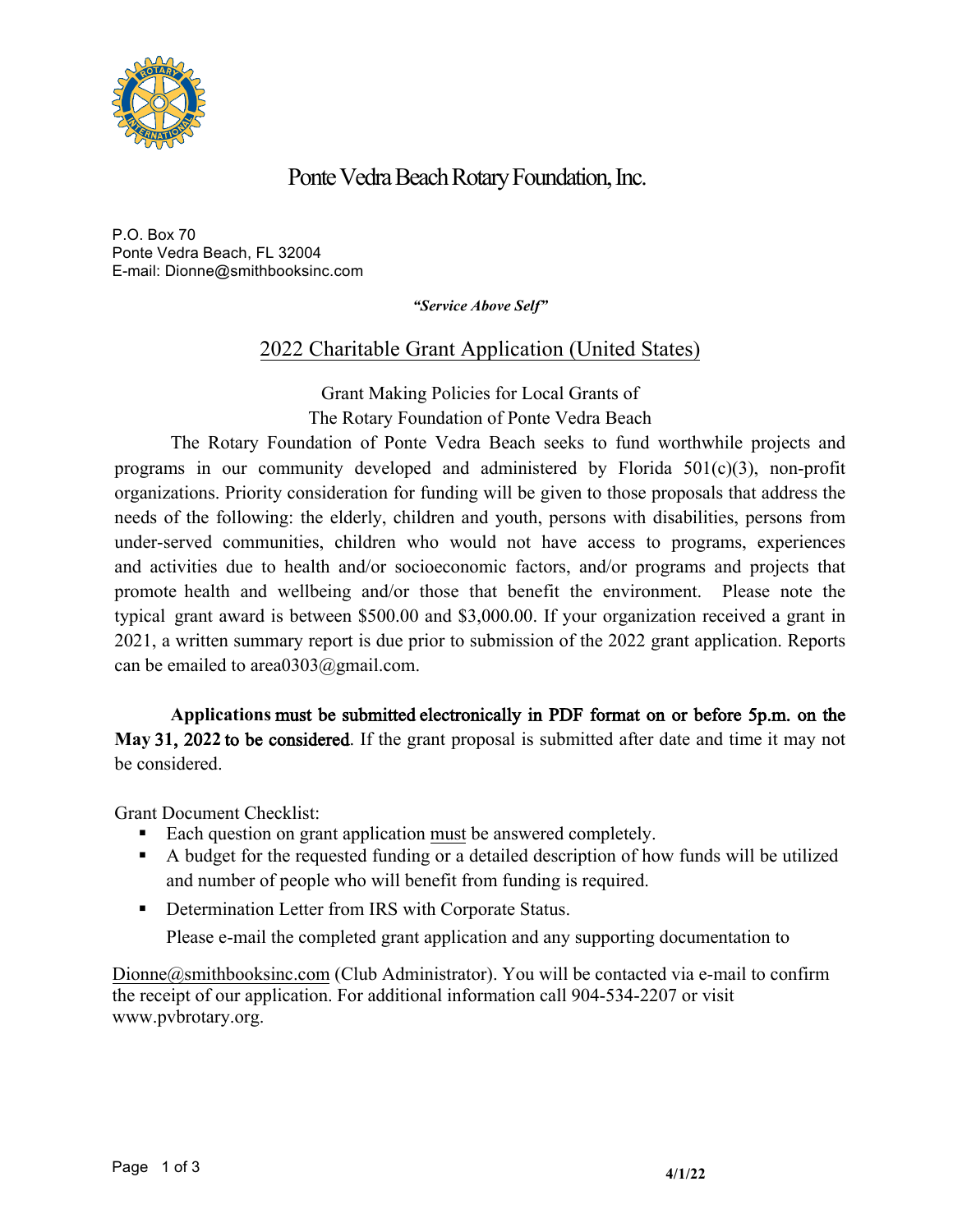# Ponte Vedra Beach Rotary Foundation, Inc.

P.O. Box 70
Ponte Vedra Beach, FL 32004
E-mail: Dionne@smithbooksinc.com

***"Service Above Self"***

## 2022 Charitable Grant Application (United States)

Grant Making Policies for Local Grants of
The Rotary Foundation of Ponte Vedra Beach

The Rotary Foundation of Ponte Vedra Beach seeks to fund worthwhile projects and programs in our community developed and administered by Florida 501(c)(3), non-profit organizations. Priority consideration for funding will be given to those proposals that address the needs of the following: the elderly, children and youth, persons with disabilities, persons from under-served communities, children who would not have access to programs, experiences and activities due to health and/or socioeconomic factors, and/or programs and projects that promote health and wellbeing and/or those that benefit the environment. Please note the typical grant award is between $500.00 and $3,000.00. If your organization received a grant in 2021, a written summary report is due prior to submission of the 2022 grant application. Reports can be emailed to area0303@gmail.com.

**Applications must be submitted electronically in PDF format on or before 5p.m. on the May 31, 2022 to be considered**. If the grant proposal is submitted after date and time it may not be considered.

Grant Document Checklist:

- Each question on grant application must be answered completely.
- A budget for the requested funding or a detailed description of how funds will be utilized and number of people who will benefit from funding is required.
- Determination Letter from IRS with Corporate Status.

Please e-mail the completed grant application and any supporting documentation to Dionne@smithbooksinc.com (Club Administrator). You will be contacted via e-mail to confirm the receipt of our application. For additional information call 904-534-2207 or visit www.pvbrotary.org.

**4/1/22**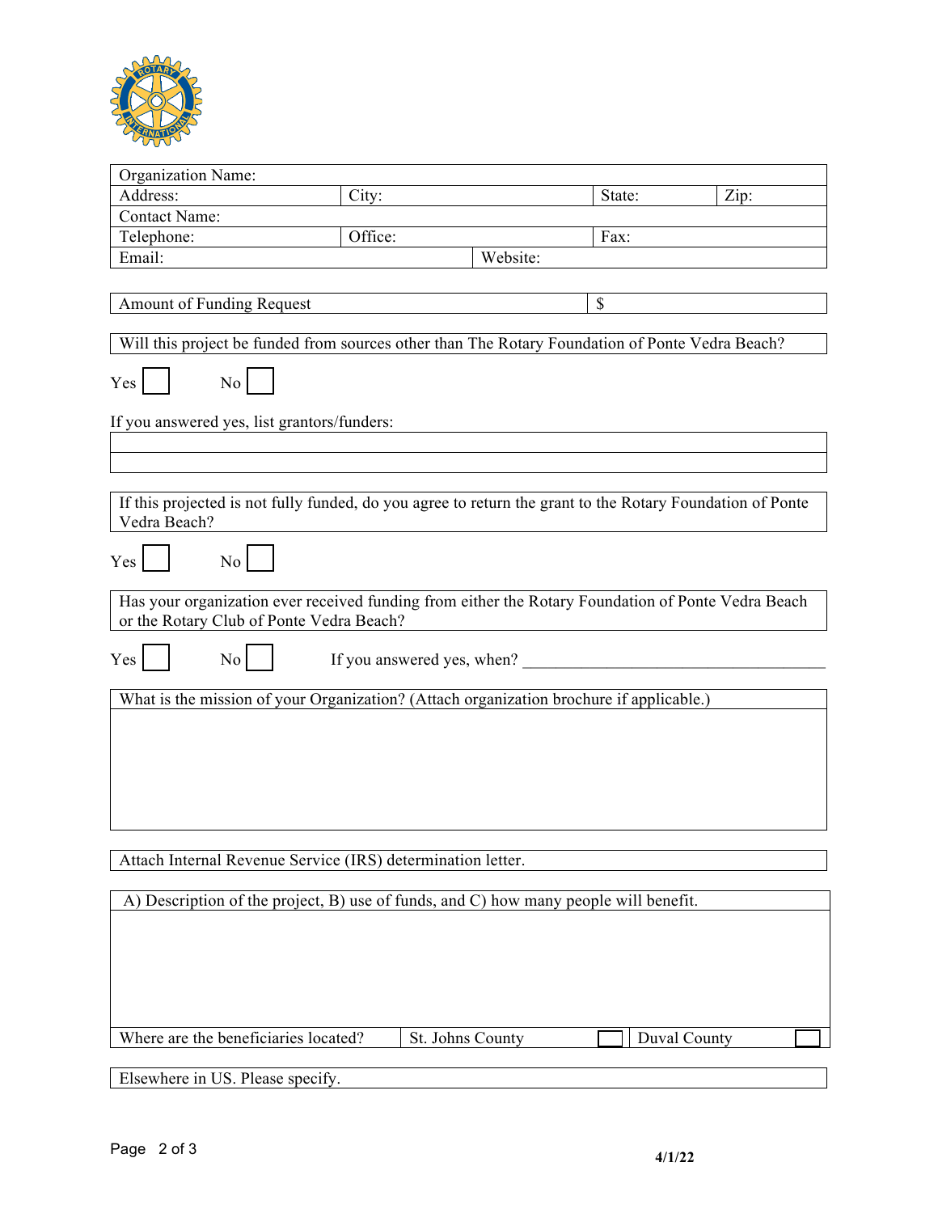| Organization Name: | | | |
|---|---|---|---|
| Address: | City: | State: | Zip: |
| Contact Name: | | | |
| Telephone: | Office: | Fax: | |
| Email: | Website: | | |

| Amount of Funding Request | $ |
|---|---|

Will this project be funded from sources other than The Rotary Foundation of Ponte Vedra Beach?

Yes ☐ No ☐

If you answered yes, list grantors/funders:

| |
|---|
| |

If this projected is not fully funded, do you agree to return the grant to the Rotary Foundation of Ponte Vedra Beach?

Yes ☐ No ☐

Has your organization ever received funding from either the Rotary Foundation of Ponte Vedra Beach or the Rotary Club of Ponte Vedra Beach?

Yes ☐ No ☐ If you answered yes, when? ____________________________________

What is the mission of your Organization? (Attach organization brochure if applicable.)

Attach Internal Revenue Service (IRS) determination letter.

A) Description of the project, B) use of funds, and C) how many people will benefit.

| Where are the beneficiaries located? | St. Johns County ☐ | Duval County ☐ |
|---|---|---|

Elsewhere in US. Please specify.

4/1/22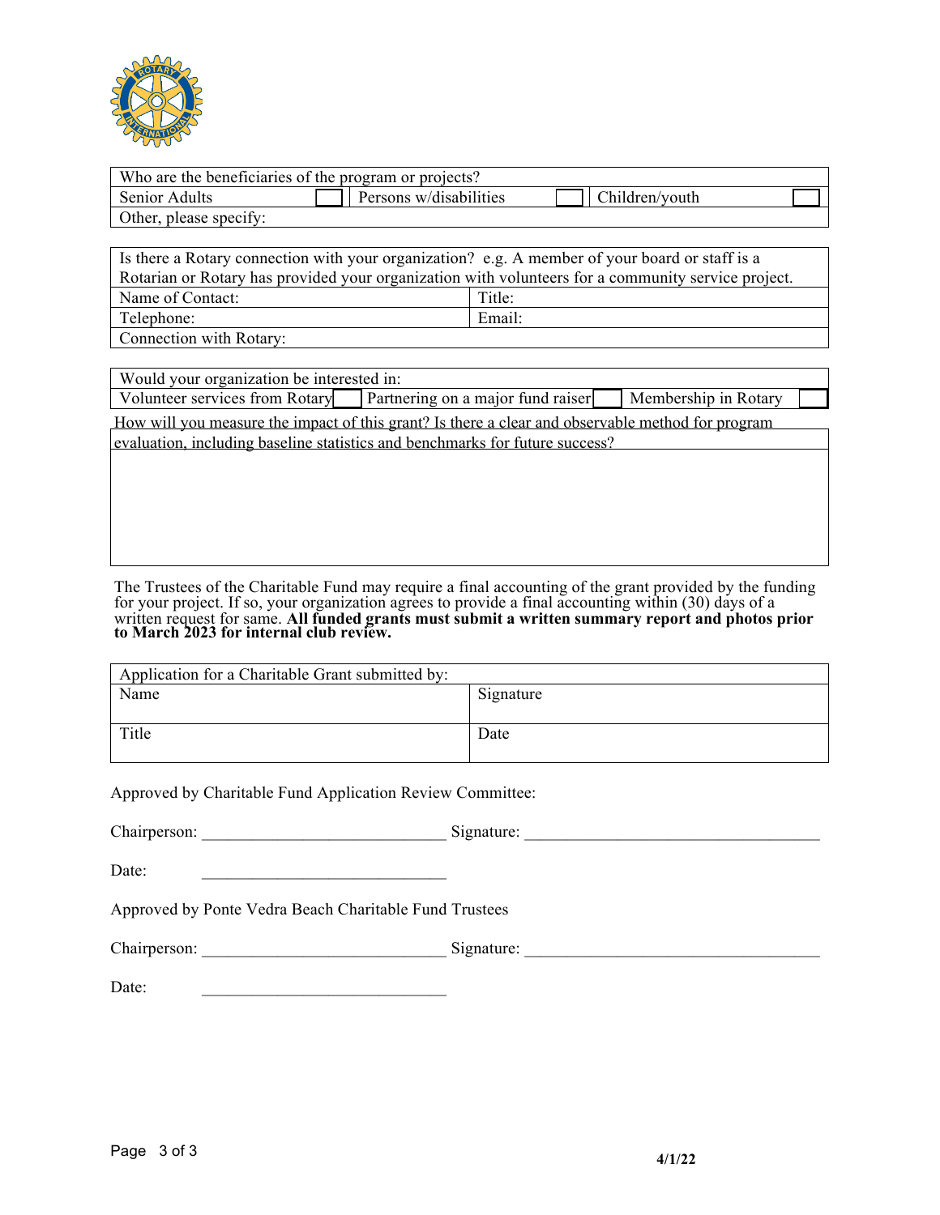| Who are the beneficiaries of the program or projects? | | | | | |
|---|---|---|---|---|---|
| Senior Adults | ☐ | Persons w/disabilities | ☐ | Children/youth | ☐ |
| Other, please specify: | | | | | |

| Is there a Rotary connection with your organization? e.g. A member of your board or staff is a Rotarian or Rotary has provided your organization with volunteers for a community service project. | |
|---|---|
| Name of Contact: | Title: |
| Telephone: | Email: |
| Connection with Rotary: | |

| Would your organization be interested in: | | | | | |
|---|---|---|---|---|---|
| Volunteer services from Rotary | ☐ | Partnering on a major fund raiser | ☐ | Membership in Rotary | ☐ |

| How will you measure the impact of this grant? Is there a clear and observable method for program evaluation, including baseline statistics and benchmarks for future success? |
|---|
| |

The Trustees of the Charitable Fund may require a final accounting of the grant provided by the funding for your project. If so, your organization agrees to provide a final accounting within (30) days of a written request for same. **All funded grants must submit a written summary report and photos prior to March 2023 for internal club review.**

| Application for a Charitable Grant submitted by: | |
|---|---|
| Name | Signature |
| Title | Date |

Approved by Charitable Fund Application Review Committee:

Chairperson: ______________________________ Signature: ____________________________________

Date: ______________________________

Approved by Ponte Vedra Beach Charitable Fund Trustees

Chairperson: ______________________________ Signature: ____________________________________

Date: ______________________________

4/1/22